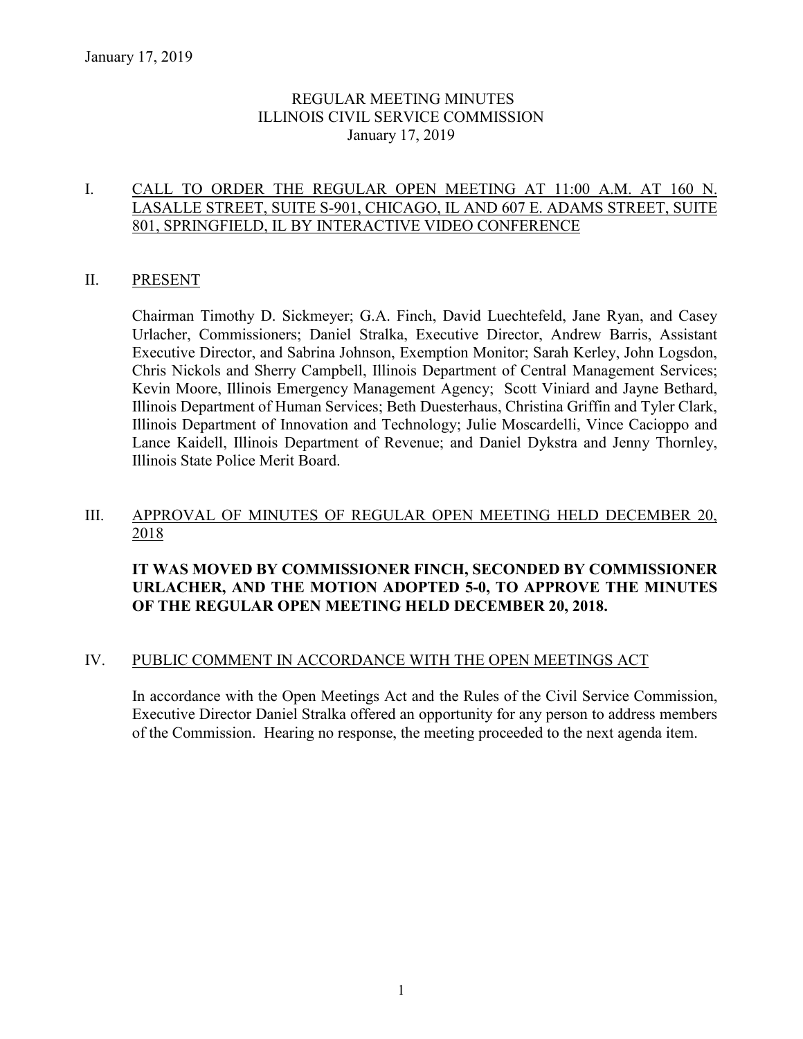January 17, 2019

# REGULAR MEETING MINUTES
# ILLINOIS CIVIL SERVICE COMMISSION
# January 17, 2019

## I. CALL TO ORDER THE REGULAR OPEN MEETING AT 11:00 A.M. AT 160 N. LASALLE STREET, SUITE S-901, CHICAGO, IL AND 607 E. ADAMS STREET, SUITE 801, SPRINGFIELD, IL BY INTERACTIVE VIDEO CONFERENCE

## II. PRESENT

Chairman Timothy D. Sickmeyer; G.A. Finch, David Luechtefeld, Jane Ryan, and Casey Urlacher, Commissioners; Daniel Stralka, Executive Director, Andrew Barris, Assistant Executive Director, and Sabrina Johnson, Exemption Monitor; Sarah Kerley, John Logsdon, Chris Nickols and Sherry Campbell, Illinois Department of Central Management Services; Kevin Moore, Illinois Emergency Management Agency; Scott Viniard and Jayne Bethard, Illinois Department of Human Services; Beth Duesterhaus, Christina Griffin and Tyler Clark, Illinois Department of Innovation and Technology; Julie Moscardelli, Vince Cacioppo and Lance Kaidell, Illinois Department of Revenue; and Daniel Dykstra and Jenny Thornley, Illinois State Police Merit Board.

## III. APPROVAL OF MINUTES OF REGULAR OPEN MEETING HELD DECEMBER 20, 2018

**IT WAS MOVED BY COMMISSIONER FINCH, SECONDED BY COMMISSIONER URLACHER, AND THE MOTION ADOPTED 5-0, TO APPROVE THE MINUTES OF THE REGULAR OPEN MEETING HELD DECEMBER 20, 2018.**

## IV. PUBLIC COMMENT IN ACCORDANCE WITH THE OPEN MEETINGS ACT

In accordance with the Open Meetings Act and the Rules of the Civil Service Commission, Executive Director Daniel Stralka offered an opportunity for any person to address members of the Commission. Hearing no response, the meeting proceeded to the next agenda item.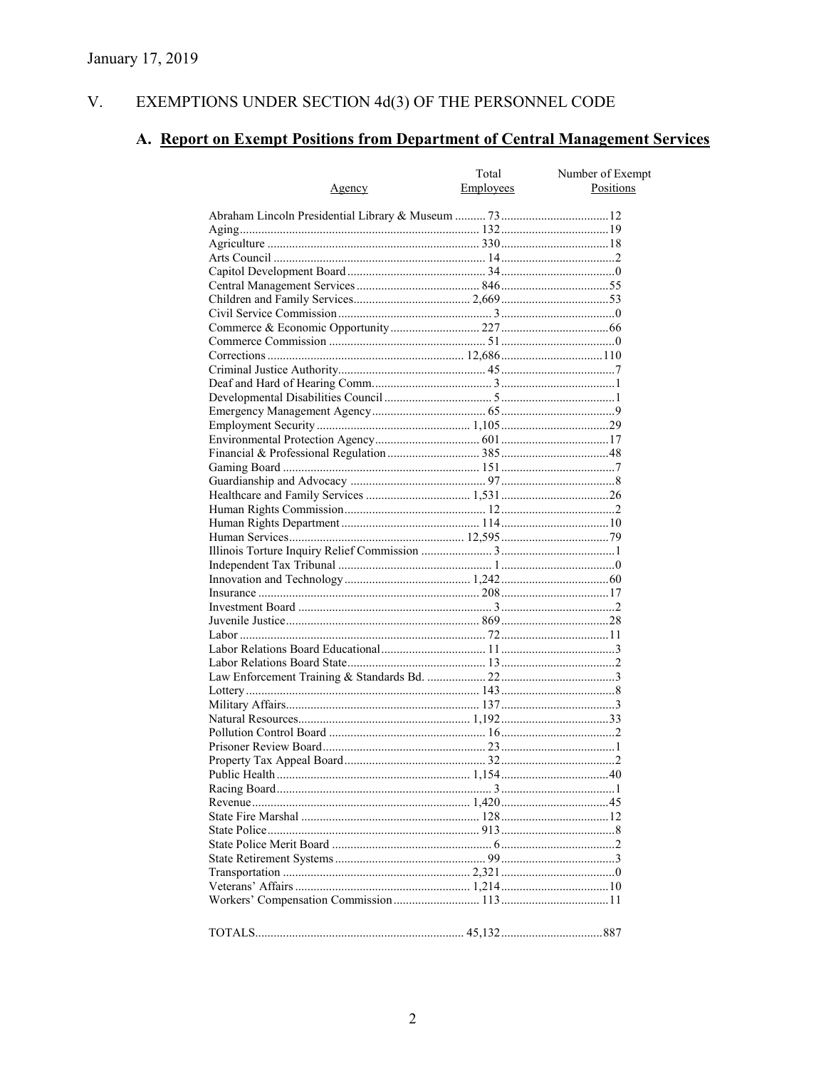January 17, 2019

## V. EXEMPTIONS UNDER SECTION 4d(3) OF THE PERSONNEL CODE

### A. Report on Exempt Positions from Department of Central Management Services

| Agency | Total Employees | Number of Exempt Positions |
|---|---|---|
| Abraham Lincoln Presidential Library & Museum | 73 | 12 |
| Aging | 132 | 19 |
| Agriculture | 330 | 18 |
| Arts Council | 14 | 2 |
| Capitol Development Board | 34 | 0 |
| Central Management Services | 846 | 55 |
| Children and Family Services | 2,669 | 53 |
| Civil Service Commission | 3 | 0 |
| Commerce & Economic Opportunity | 227 | 66 |
| Commerce Commission | 51 | 0 |
| Corrections | 12,686 | 110 |
| Criminal Justice Authority | 45 | 7 |
| Deaf and Hard of Hearing Comm. | 3 | 1 |
| Developmental Disabilities Council | 5 | 1 |
| Emergency Management Agency | 65 | 9 |
| Employment Security | 1,105 | 29 |
| Environmental Protection Agency | 601 | 17 |
| Financial & Professional Regulation | 385 | 48 |
| Gaming Board | 151 | 7 |
| Guardianship and Advocacy | 97 | 8 |
| Healthcare and Family Services | 1,531 | 26 |
| Human Rights Commission | 12 | 2 |
| Human Rights Department | 114 | 10 |
| Human Services | 12,595 | 79 |
| Illinois Torture Inquiry Relief Commission | 3 | 1 |
| Independent Tax Tribunal | 1 | 0 |
| Innovation and Technology | 1,242 | 60 |
| Insurance | 208 | 17 |
| Investment Board | 3 | 2 |
| Juvenile Justice | 869 | 28 |
| Labor | 72 | 11 |
| Labor Relations Board Educational | 11 | 3 |
| Labor Relations Board State | 13 | 2 |
| Law Enforcement Training & Standards Bd. | 22 | 3 |
| Lottery | 143 | 8 |
| Military Affairs | 137 | 3 |
| Natural Resources | 1,192 | 33 |
| Pollution Control Board | 16 | 2 |
| Prisoner Review Board | 23 | 1 |
| Property Tax Appeal Board | 32 | 2 |
| Public Health | 1,154 | 40 |
| Racing Board | 3 | 1 |
| Revenue | 1,420 | 45 |
| State Fire Marshal | 128 | 12 |
| State Police | 913 | 8 |
| State Police Merit Board | 6 | 2 |
| State Retirement Systems | 99 | 3 |
| Transportation | 2,321 | 0 |
| Veterans' Affairs | 1,214 | 10 |
| Workers' Compensation Commission | 113 | 11 |
| TOTALS | 45,132 | 887 |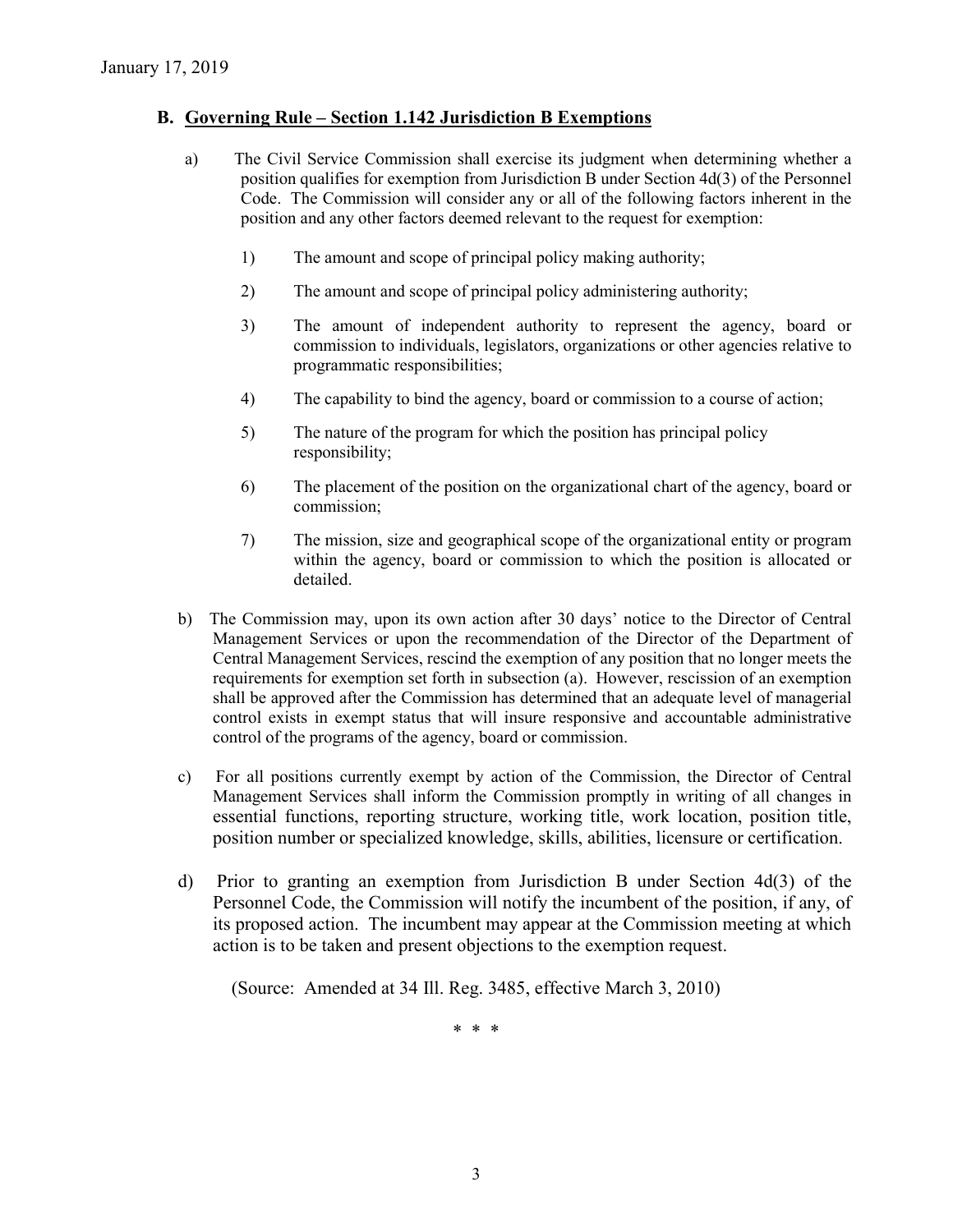## B. Governing Rule – Section 1.142 Jurisdiction B Exemptions

a) The Civil Service Commission shall exercise its judgment when determining whether a position qualifies for exemption from Jurisdiction B under Section 4d(3) of the Personnel Code. The Commission will consider any or all of the following factors inherent in the position and any other factors deemed relevant to the request for exemption:

1) The amount and scope of principal policy making authority;

2) The amount and scope of principal policy administering authority;

3) The amount of independent authority to represent the agency, board or commission to individuals, legislators, organizations or other agencies relative to programmatic responsibilities;

4) The capability to bind the agency, board or commission to a course of action;

5) The nature of the program for which the position has principal policy responsibility;

6) The placement of the position on the organizational chart of the agency, board or commission;

7) The mission, size and geographical scope of the organizational entity or program within the agency, board or commission to which the position is allocated or detailed.

b) The Commission may, upon its own action after 30 days' notice to the Director of Central Management Services or upon the recommendation of the Director of the Department of Central Management Services, rescind the exemption of any position that no longer meets the requirements for exemption set forth in subsection (a). However, rescission of an exemption shall be approved after the Commission has determined that an adequate level of managerial control exists in exempt status that will insure responsive and accountable administrative control of the programs of the agency, board or commission.

c) For all positions currently exempt by action of the Commission, the Director of Central Management Services shall inform the Commission promptly in writing of all changes in essential functions, reporting structure, working title, work location, position title, position number or specialized knowledge, skills, abilities, licensure or certification.

d) Prior to granting an exemption from Jurisdiction B under Section 4d(3) of the Personnel Code, the Commission will notify the incumbent of the position, if any, of its proposed action. The incumbent may appear at the Commission meeting at which action is to be taken and present objections to the exemption request.

(Source: Amended at 34 Ill. Reg. 3485, effective March 3, 2010)

\* \* \*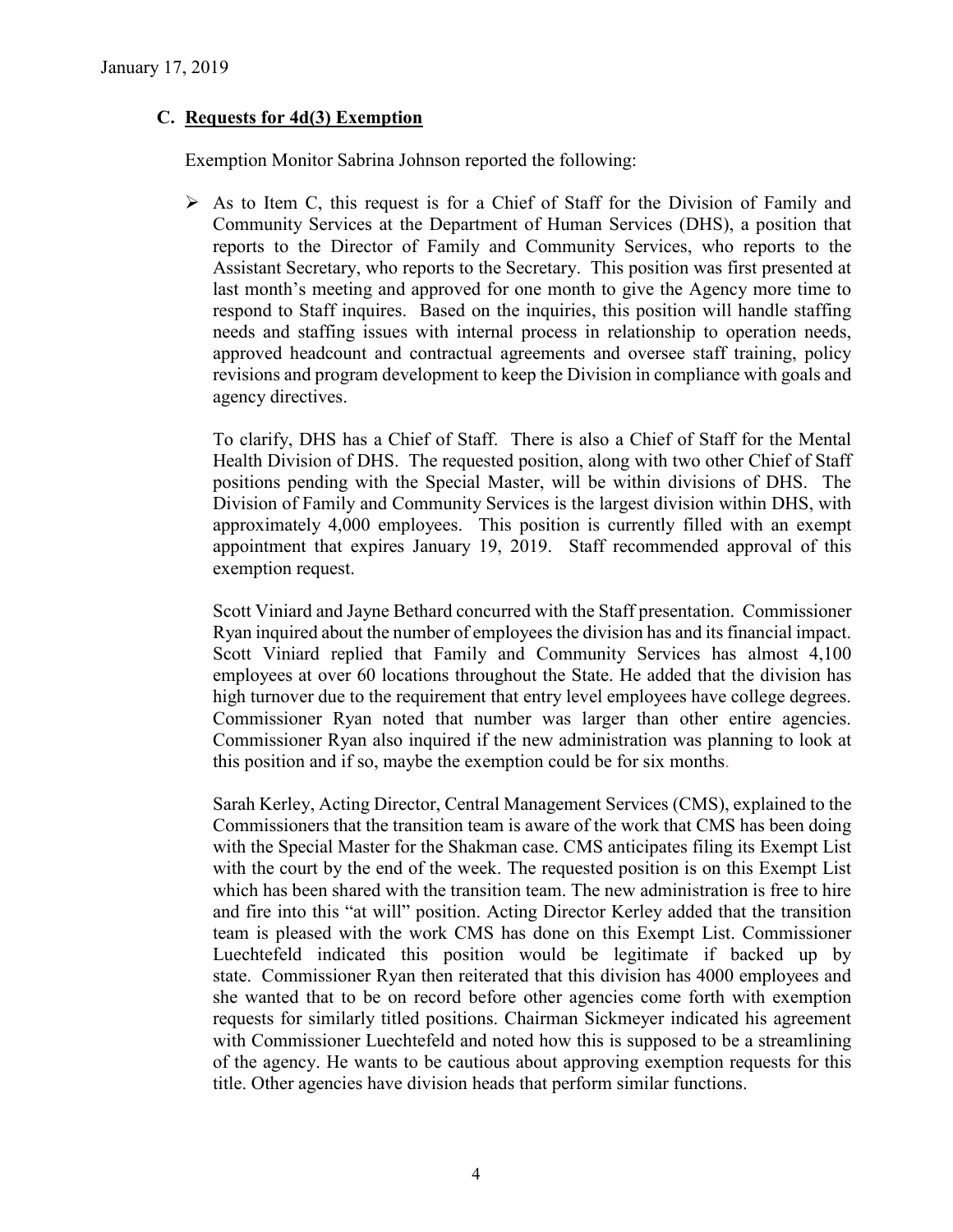January 17, 2019

### C. Requests for 4d(3) Exemption

Exemption Monitor Sabrina Johnson reported the following:

- As to Item C, this request is for a Chief of Staff for the Division of Family and Community Services at the Department of Human Services (DHS), a position that reports to the Director of Family and Community Services, who reports to the Assistant Secretary, who reports to the Secretary. This position was first presented at last month's meeting and approved for one month to give the Agency more time to respond to Staff inquires. Based on the inquiries, this position will handle staffing needs and staffing issues with internal process in relationship to operation needs, approved headcount and contractual agreements and oversee staff training, policy revisions and program development to keep the Division in compliance with goals and agency directives.

  To clarify, DHS has a Chief of Staff. There is also a Chief of Staff for the Mental Health Division of DHS. The requested position, along with two other Chief of Staff positions pending with the Special Master, will be within divisions of DHS. The Division of Family and Community Services is the largest division within DHS, with approximately 4,000 employees. This position is currently filled with an exempt appointment that expires January 19, 2019. Staff recommended approval of this exemption request.

  Scott Viniard and Jayne Bethard concurred with the Staff presentation. Commissioner Ryan inquired about the number of employees the division has and its financial impact. Scott Viniard replied that Family and Community Services has almost 4,100 employees at over 60 locations throughout the State. He added that the division has high turnover due to the requirement that entry level employees have college degrees. Commissioner Ryan noted that number was larger than other entire agencies. Commissioner Ryan also inquired if the new administration was planning to look at this position and if so, maybe the exemption could be for six months.

  Sarah Kerley, Acting Director, Central Management Services (CMS), explained to the Commissioners that the transition team is aware of the work that CMS has been doing with the Special Master for the Shakman case. CMS anticipates filing its Exempt List with the court by the end of the week. The requested position is on this Exempt List which has been shared with the transition team. The new administration is free to hire and fire into this "at will" position. Acting Director Kerley added that the transition team is pleased with the work CMS has done on this Exempt List. Commissioner Luechtefeld indicated this position would be legitimate if backed up by state. Commissioner Ryan then reiterated that this division has 4000 employees and she wanted that to be on record before other agencies come forth with exemption requests for similarly titled positions. Chairman Sickmeyer indicated his agreement with Commissioner Luechtefeld and noted how this is supposed to be a streamlining of the agency. He wants to be cautious about approving exemption requests for this title. Other agencies have division heads that perform similar functions.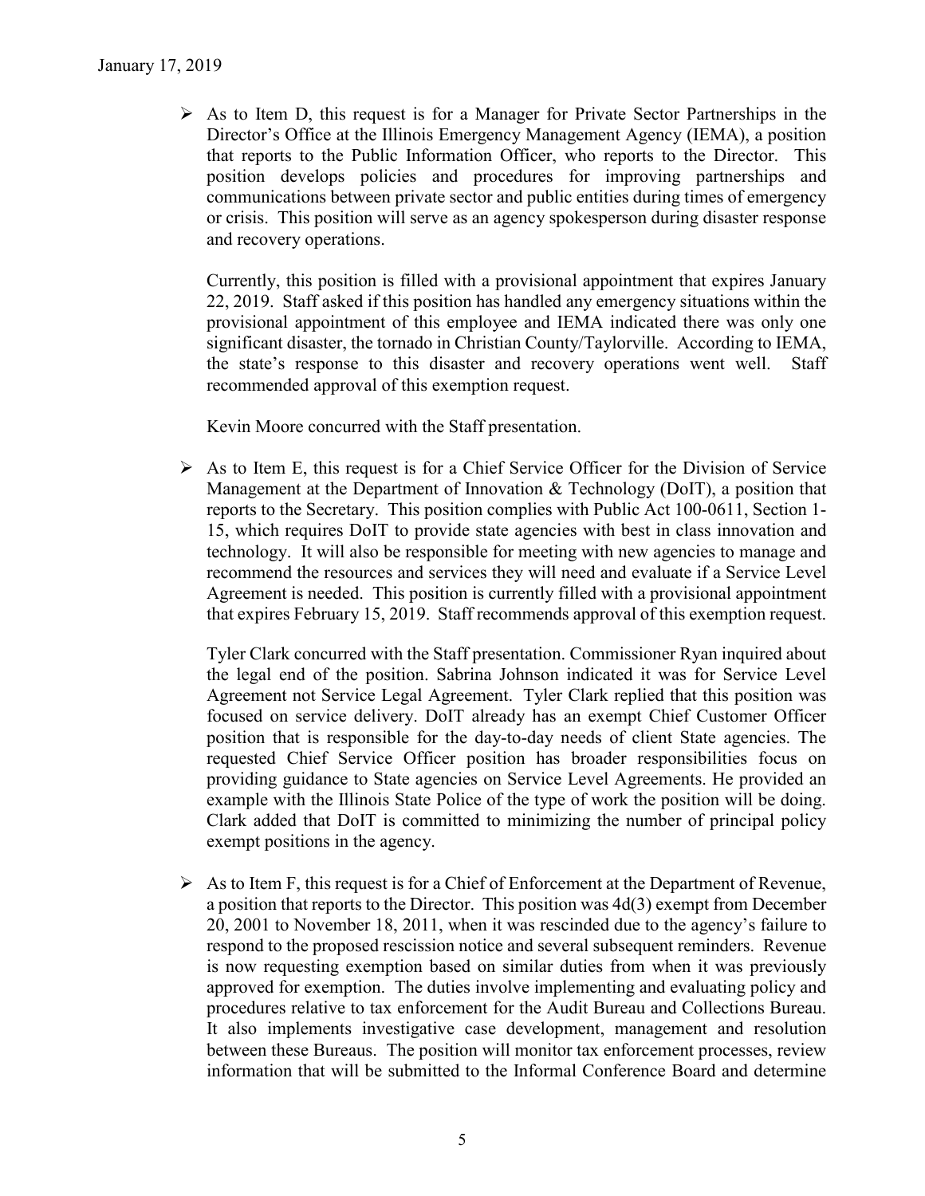- As to Item D, this request is for a Manager for Private Sector Partnerships in the Director's Office at the Illinois Emergency Management Agency (IEMA), a position that reports to the Public Information Officer, who reports to the Director. This position develops policies and procedures for improving partnerships and communications between private sector and public entities during times of emergency or crisis. This position will serve as an agency spokesperson during disaster response and recovery operations.

  Currently, this position is filled with a provisional appointment that expires January 22, 2019. Staff asked if this position has handled any emergency situations within the provisional appointment of this employee and IEMA indicated there was only one significant disaster, the tornado in Christian County/Taylorville. According to IEMA, the state's response to this disaster and recovery operations went well. Staff recommended approval of this exemption request.

  Kevin Moore concurred with the Staff presentation.

- As to Item E, this request is for a Chief Service Officer for the Division of Service Management at the Department of Innovation & Technology (DoIT), a position that reports to the Secretary. This position complies with Public Act 100-0611, Section 1-15, which requires DoIT to provide state agencies with best in class innovation and technology. It will also be responsible for meeting with new agencies to manage and recommend the resources and services they will need and evaluate if a Service Level Agreement is needed. This position is currently filled with a provisional appointment that expires February 15, 2019. Staff recommends approval of this exemption request.

  Tyler Clark concurred with the Staff presentation. Commissioner Ryan inquired about the legal end of the position. Sabrina Johnson indicated it was for Service Level Agreement not Service Legal Agreement. Tyler Clark replied that this position was focused on service delivery. DoIT already has an exempt Chief Customer Officer position that is responsible for the day-to-day needs of client State agencies. The requested Chief Service Officer position has broader responsibilities focus on providing guidance to State agencies on Service Level Agreements. He provided an example with the Illinois State Police of the type of work the position will be doing. Clark added that DoIT is committed to minimizing the number of principal policy exempt positions in the agency.

- As to Item F, this request is for a Chief of Enforcement at the Department of Revenue, a position that reports to the Director. This position was 4d(3) exempt from December 20, 2001 to November 18, 2011, when it was rescinded due to the agency's failure to respond to the proposed rescission notice and several subsequent reminders. Revenue is now requesting exemption based on similar duties from when it was previously approved for exemption. The duties involve implementing and evaluating policy and procedures relative to tax enforcement for the Audit Bureau and Collections Bureau. It also implements investigative case development, management and resolution between these Bureaus. The position will monitor tax enforcement processes, review information that will be submitted to the Informal Conference Board and determine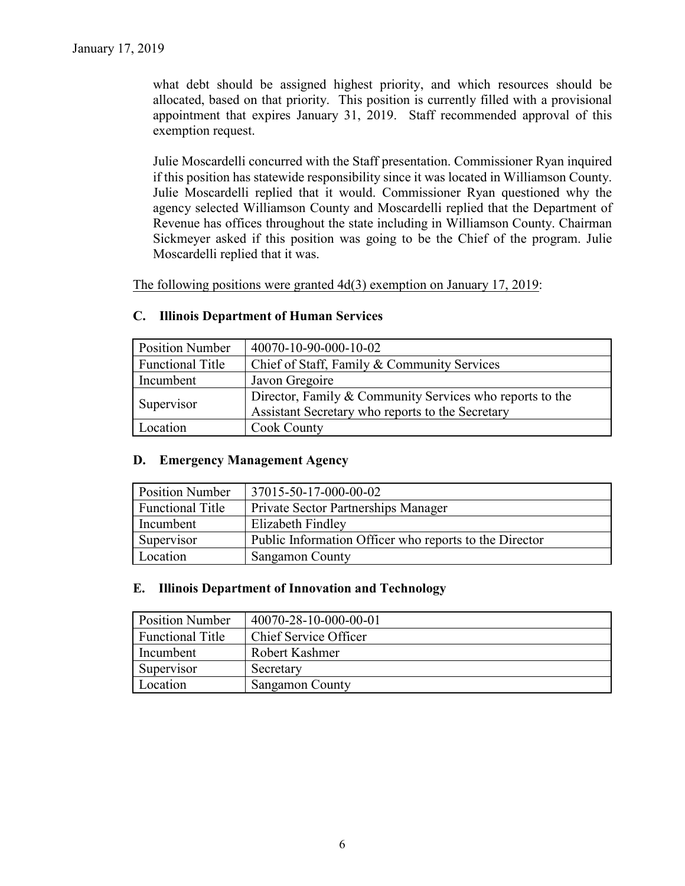what debt should be assigned highest priority, and which resources should be allocated, based on that priority. This position is currently filled with a provisional appointment that expires January 31, 2019. Staff recommended approval of this exemption request.

Julie Moscardelli concurred with the Staff presentation. Commissioner Ryan inquired if this position has statewide responsibility since it was located in Williamson County. Julie Moscardelli replied that it would. Commissioner Ryan questioned why the agency selected Williamson County and Moscardelli replied that the Department of Revenue has offices throughout the state including in Williamson County. Chairman Sickmeyer asked if this position was going to be the Chief of the program. Julie Moscardelli replied that it was.

<u>The following positions were granted 4d(3) exemption on January 17, 2019</u>:

### C. Illinois Department of Human Services

| | |
|---|---|
| Position Number | 40070-10-90-000-10-02 |
| Functional Title | Chief of Staff, Family & Community Services |
| Incumbent | Javon Gregoire |
| Supervisor | Director, Family & Community Services who reports to the Assistant Secretary who reports to the Secretary |
| Location | Cook County |

### D. Emergency Management Agency

| | |
|---|---|
| Position Number | 37015-50-17-000-00-02 |
| Functional Title | Private Sector Partnerships Manager |
| Incumbent | Elizabeth Findley |
| Supervisor | Public Information Officer who reports to the Director |
| Location | Sangamon County |

### E. Illinois Department of Innovation and Technology

| | |
|---|---|
| Position Number | 40070-28-10-000-00-01 |
| Functional Title | Chief Service Officer |
| Incumbent | Robert Kashmer |
| Supervisor | Secretary |
| Location | Sangamon County |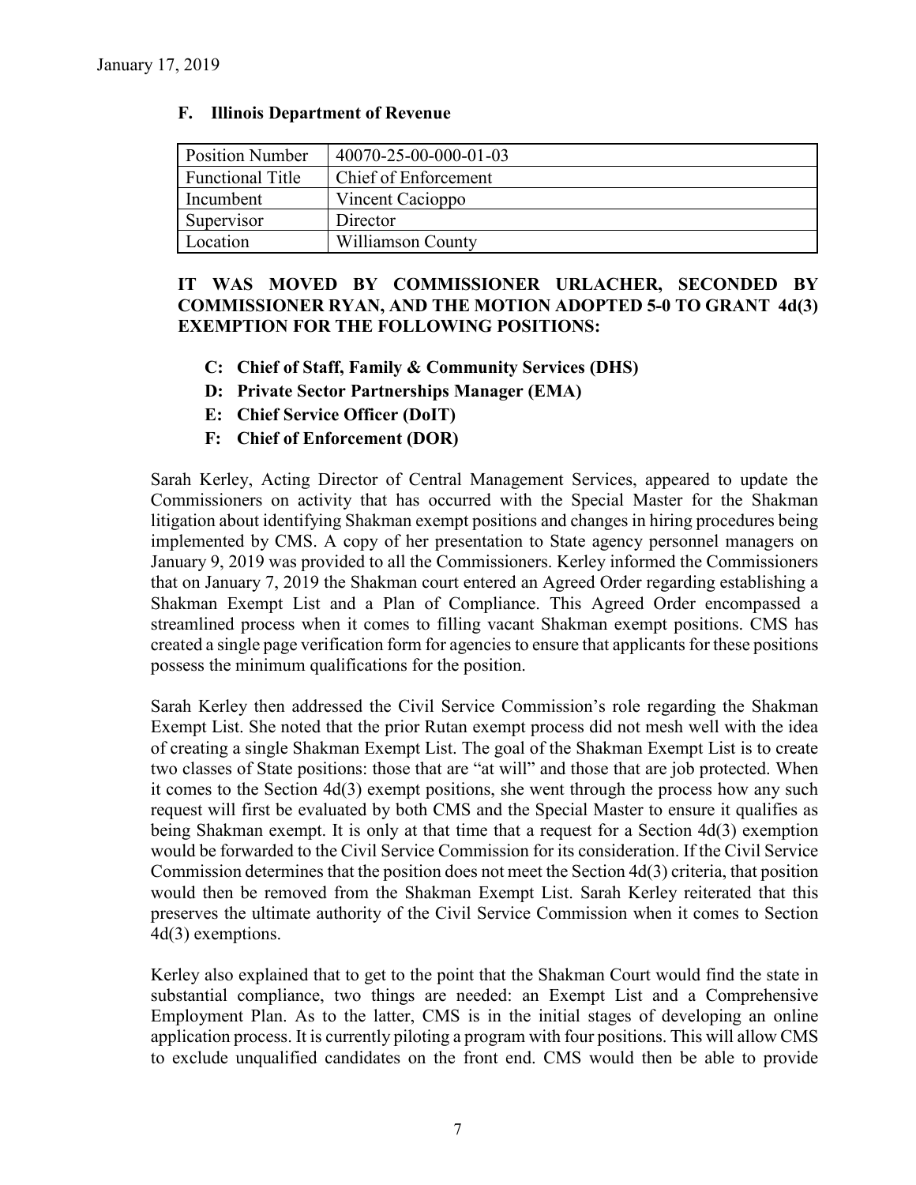## F. Illinois Department of Revenue

| Position Number | 40070-25-00-000-01-03 |
|---|---|
| Functional Title | Chief of Enforcement |
| Incumbent | Vincent Cacioppo |
| Supervisor | Director |
| Location | Williamson County |

**IT WAS MOVED BY COMMISSIONER URLACHER, SECONDED BY COMMISSIONER RYAN, AND THE MOTION ADOPTED 5-0 TO GRANT 4d(3) EXEMPTION FOR THE FOLLOWING POSITIONS:**

- **C: Chief of Staff, Family & Community Services (DHS)**
- **D: Private Sector Partnerships Manager (EMA)**
- **E: Chief Service Officer (DoIT)**
- **F: Chief of Enforcement (DOR)**

Sarah Kerley, Acting Director of Central Management Services, appeared to update the Commissioners on activity that has occurred with the Special Master for the Shakman litigation about identifying Shakman exempt positions and changes in hiring procedures being implemented by CMS. A copy of her presentation to State agency personnel managers on January 9, 2019 was provided to all the Commissioners. Kerley informed the Commissioners that on January 7, 2019 the Shakman court entered an Agreed Order regarding establishing a Shakman Exempt List and a Plan of Compliance. This Agreed Order encompassed a streamlined process when it comes to filling vacant Shakman exempt positions. CMS has created a single page verification form for agencies to ensure that applicants for these positions possess the minimum qualifications for the position.

Sarah Kerley then addressed the Civil Service Commission's role regarding the Shakman Exempt List. She noted that the prior Rutan exempt process did not mesh well with the idea of creating a single Shakman Exempt List. The goal of the Shakman Exempt List is to create two classes of State positions: those that are "at will" and those that are job protected. When it comes to the Section 4d(3) exempt positions, she went through the process how any such request will first be evaluated by both CMS and the Special Master to ensure it qualifies as being Shakman exempt. It is only at that time that a request for a Section 4d(3) exemption would be forwarded to the Civil Service Commission for its consideration. If the Civil Service Commission determines that the position does not meet the Section 4d(3) criteria, that position would then be removed from the Shakman Exempt List. Sarah Kerley reiterated that this preserves the ultimate authority of the Civil Service Commission when it comes to Section 4d(3) exemptions.

Kerley also explained that to get to the point that the Shakman Court would find the state in substantial compliance, two things are needed: an Exempt List and a Comprehensive Employment Plan. As to the latter, CMS is in the initial stages of developing an online application process. It is currently piloting a program with four positions. This will allow CMS to exclude unqualified candidates on the front end. CMS would then be able to provide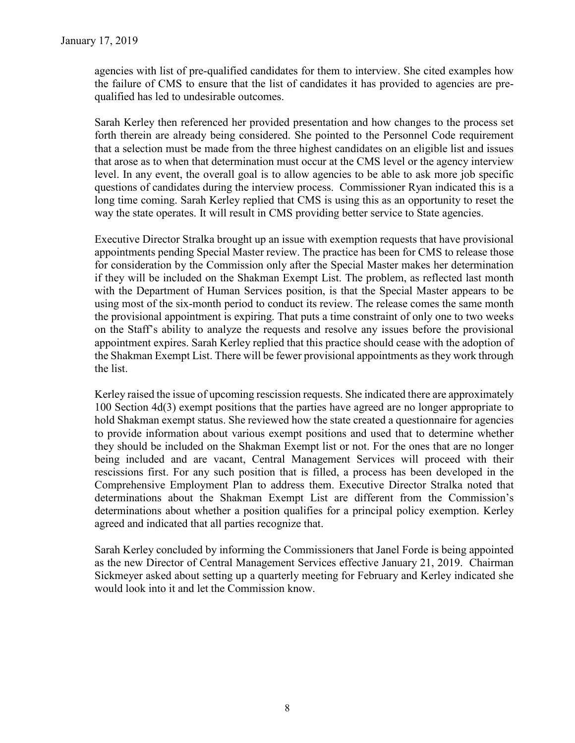agencies with list of pre-qualified candidates for them to interview. She cited examples how the failure of CMS to ensure that the list of candidates it has provided to agencies are pre-qualified has led to undesirable outcomes.

Sarah Kerley then referenced her provided presentation and how changes to the process set forth therein are already being considered. She pointed to the Personnel Code requirement that a selection must be made from the three highest candidates on an eligible list and issues that arose as to when that determination must occur at the CMS level or the agency interview level. In any event, the overall goal is to allow agencies to be able to ask more job specific questions of candidates during the interview process. Commissioner Ryan indicated this is a long time coming. Sarah Kerley replied that CMS is using this as an opportunity to reset the way the state operates. It will result in CMS providing better service to State agencies.

Executive Director Stralka brought up an issue with exemption requests that have provisional appointments pending Special Master review. The practice has been for CMS to release those for consideration by the Commission only after the Special Master makes her determination if they will be included on the Shakman Exempt List. The problem, as reflected last month with the Department of Human Services position, is that the Special Master appears to be using most of the six-month period to conduct its review. The release comes the same month the provisional appointment is expiring. That puts a time constraint of only one to two weeks on the Staff's ability to analyze the requests and resolve any issues before the provisional appointment expires. Sarah Kerley replied that this practice should cease with the adoption of the Shakman Exempt List. There will be fewer provisional appointments as they work through the list.

Kerley raised the issue of upcoming rescission requests. She indicated there are approximately 100 Section 4d(3) exempt positions that the parties have agreed are no longer appropriate to hold Shakman exempt status. She reviewed how the state created a questionnaire for agencies to provide information about various exempt positions and used that to determine whether they should be included on the Shakman Exempt list or not. For the ones that are no longer being included and are vacant, Central Management Services will proceed with their rescissions first. For any such position that is filled, a process has been developed in the Comprehensive Employment Plan to address them. Executive Director Stralka noted that determinations about the Shakman Exempt List are different from the Commission's determinations about whether a position qualifies for a principal policy exemption. Kerley agreed and indicated that all parties recognize that.

Sarah Kerley concluded by informing the Commissioners that Janel Forde is being appointed as the new Director of Central Management Services effective January 21, 2019. Chairman Sickmeyer asked about setting up a quarterly meeting for February and Kerley indicated she would look into it and let the Commission know.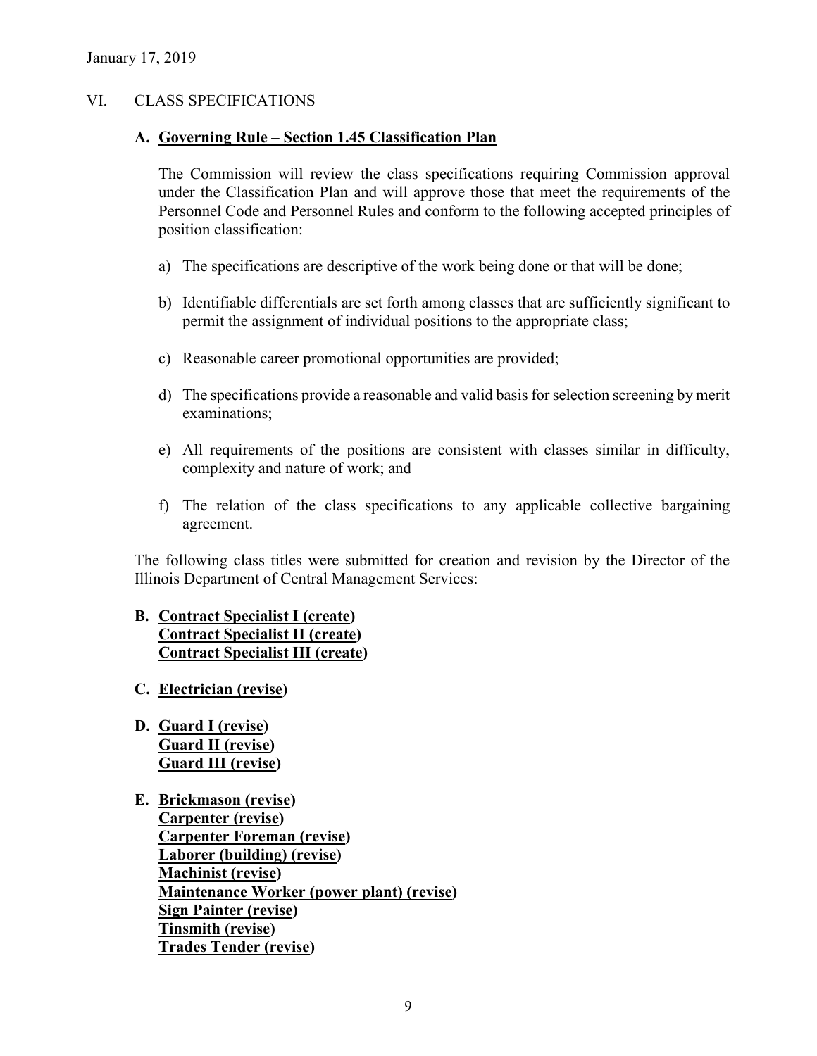January 17, 2019

## VI. CLASS SPECIFICATIONS

### A. Governing Rule – Section 1.45 Classification Plan

The Commission will review the class specifications requiring Commission approval under the Classification Plan and will approve those that meet the requirements of the Personnel Code and Personnel Rules and conform to the following accepted principles of position classification:

a) The specifications are descriptive of the work being done or that will be done;

b) Identifiable differentials are set forth among classes that are sufficiently significant to permit the assignment of individual positions to the appropriate class;

c) Reasonable career promotional opportunities are provided;

d) The specifications provide a reasonable and valid basis for selection screening by merit examinations;

e) All requirements of the positions are consistent with classes similar in difficulty, complexity and nature of work; and

f) The relation of the class specifications to any applicable collective bargaining agreement.

The following class titles were submitted for creation and revision by the Director of the Illinois Department of Central Management Services:

**B. Contract Specialist I (create)**
**Contract Specialist II (create)**
**Contract Specialist III (create)**

**C. Electrician (revise)**

**D. Guard I (revise)**
**Guard II (revise)**
**Guard III (revise)**

**E. Brickmason (revise)**
**Carpenter (revise)**
**Carpenter Foreman (revise)**
**Laborer (building) (revise)**
**Machinist (revise)**
**Maintenance Worker (power plant) (revise)**
**Sign Painter (revise)**
**Tinsmith (revise)**
**Trades Tender (revise)**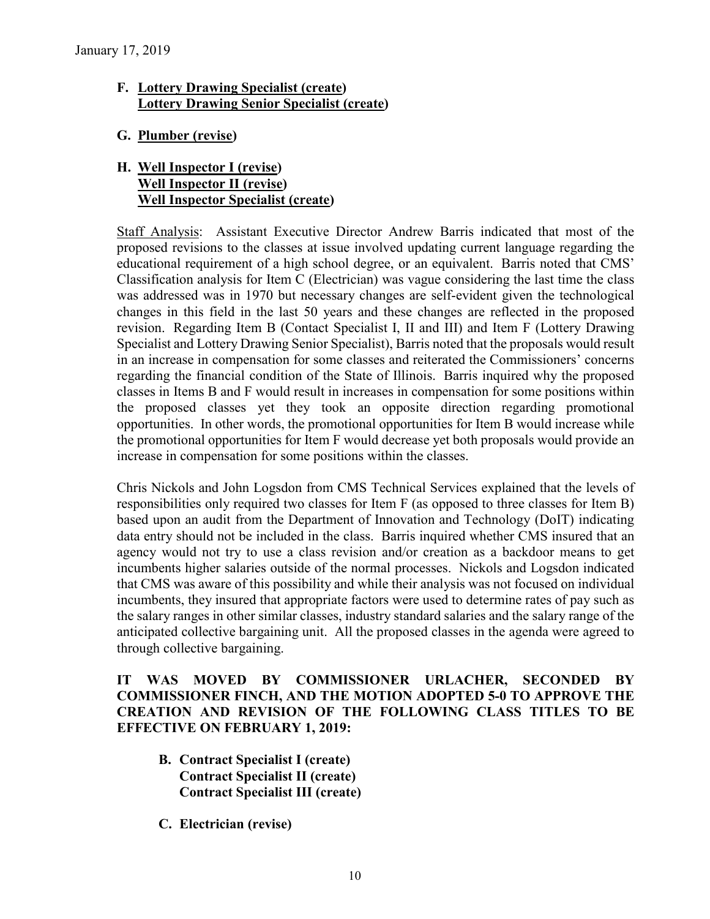January 17, 2019

F. **Lottery Drawing Specialist (create)**
   **Lottery Drawing Senior Specialist (create)**

G. **Plumber (revise)**

H. **Well Inspector I (revise)**
   **Well Inspector II (revise)**
   **Well Inspector Specialist (create)**

Staff Analysis: Assistant Executive Director Andrew Barris indicated that most of the proposed revisions to the classes at issue involved updating current language regarding the educational requirement of a high school degree, or an equivalent. Barris noted that CMS' Classification analysis for Item C (Electrician) was vague considering the last time the class was addressed was in 1970 but necessary changes are self-evident given the technological changes in this field in the last 50 years and these changes are reflected in the proposed revision. Regarding Item B (Contact Specialist I, II and III) and Item F (Lottery Drawing Specialist and Lottery Drawing Senior Specialist), Barris noted that the proposals would result in an increase in compensation for some classes and reiterated the Commissioners' concerns regarding the financial condition of the State of Illinois. Barris inquired why the proposed classes in Items B and F would result in increases in compensation for some positions within the proposed classes yet they took an opposite direction regarding promotional opportunities. In other words, the promotional opportunities for Item B would increase while the promotional opportunities for Item F would decrease yet both proposals would provide an increase in compensation for some positions within the classes.

Chris Nickols and John Logsdon from CMS Technical Services explained that the levels of responsibilities only required two classes for Item F (as opposed to three classes for Item B) based upon an audit from the Department of Innovation and Technology (DoIT) indicating data entry should not be included in the class. Barris inquired whether CMS insured that an agency would not try to use a class revision and/or creation as a backdoor means to get incumbents higher salaries outside of the normal processes. Nickols and Logsdon indicated that CMS was aware of this possibility and while their analysis was not focused on individual incumbents, they insured that appropriate factors were used to determine rates of pay such as the salary ranges in other similar classes, industry standard salaries and the salary range of the anticipated collective bargaining unit. All the proposed classes in the agenda were agreed to through collective bargaining.

**IT WAS MOVED BY COMMISSIONER URLACHER, SECONDED BY COMMISSIONER FINCH, AND THE MOTION ADOPTED 5-0 TO APPROVE THE CREATION AND REVISION OF THE FOLLOWING CLASS TITLES TO BE EFFECTIVE ON FEBRUARY 1, 2019:**

B. **Contract Specialist I (create)**
   **Contract Specialist II (create)**
   **Contract Specialist III (create)**

C. **Electrician (revise)**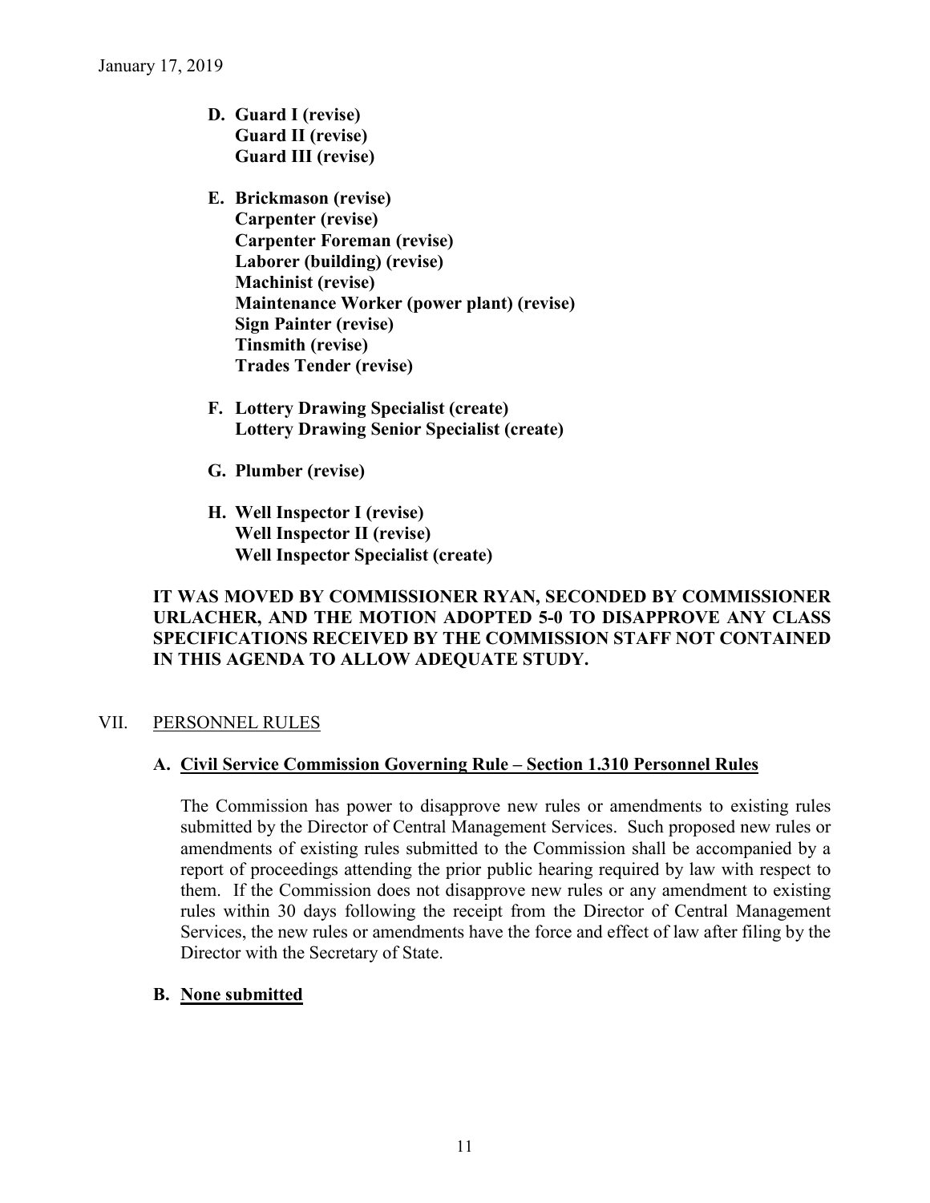January 17, 2019

**D. Guard I (revise)**
**Guard II (revise)**
**Guard III (revise)**

**E. Brickmason (revise)**
**Carpenter (revise)**
**Carpenter Foreman (revise)**
**Laborer (building) (revise)**
**Machinist (revise)**
**Maintenance Worker (power plant) (revise)**
**Sign Painter (revise)**
**Tinsmith (revise)**
**Trades Tender (revise)**

**F. Lottery Drawing Specialist (create)**
**Lottery Drawing Senior Specialist (create)**

**G. Plumber (revise)**

**H. Well Inspector I (revise)**
**Well Inspector II (revise)**
**Well Inspector Specialist (create)**

**IT WAS MOVED BY COMMISSIONER RYAN, SECONDED BY COMMISSIONER URLACHER, AND THE MOTION ADOPTED 5-0 TO DISAPPROVE ANY CLASS SPECIFICATIONS RECEIVED BY THE COMMISSION STAFF NOT CONTAINED IN THIS AGENDA TO ALLOW ADEQUATE STUDY.**

## VII. PERSONNEL RULES

### A. Civil Service Commission Governing Rule – Section 1.310 Personnel Rules

The Commission has power to disapprove new rules or amendments to existing rules submitted by the Director of Central Management Services. Such proposed new rules or amendments of existing rules submitted to the Commission shall be accompanied by a report of proceedings attending the prior public hearing required by law with respect to them. If the Commission does not disapprove new rules or any amendment to existing rules within 30 days following the receipt from the Director of Central Management Services, the new rules or amendments have the force and effect of law after filing by the Director with the Secretary of State.

### B. None submitted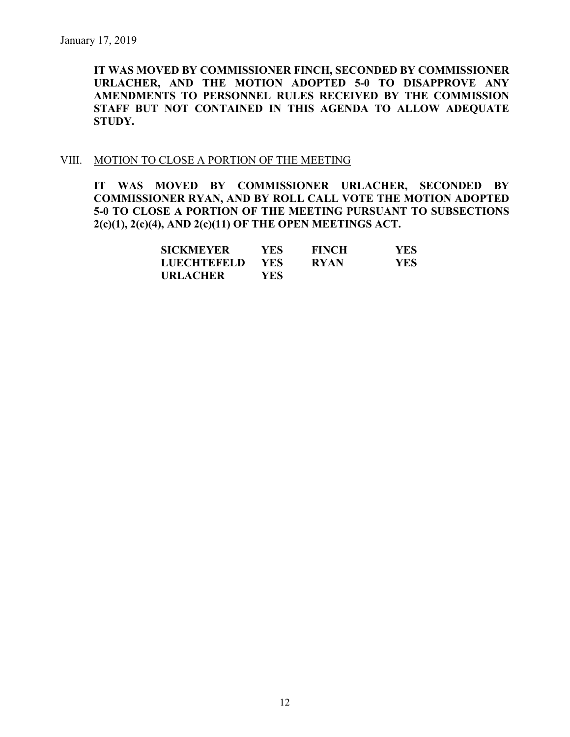**IT WAS MOVED BY COMMISSIONER FINCH, SECONDED BY COMMISSIONER URLACHER, AND THE MOTION ADOPTED 5-0 TO DISAPPROVE ANY AMENDMENTS TO PERSONNEL RULES RECEIVED BY THE COMMISSION STAFF BUT NOT CONTAINED IN THIS AGENDA TO ALLOW ADEQUATE STUDY.**

## VIII. MOTION TO CLOSE A PORTION OF THE MEETING

**IT WAS MOVED BY COMMISSIONER URLACHER, SECONDED BY COMMISSIONER RYAN, AND BY ROLL CALL VOTE THE MOTION ADOPTED 5-0 TO CLOSE A PORTION OF THE MEETING PURSUANT TO SUBSECTIONS 2(c)(1), 2(c)(4), AND 2(c)(11) OF THE OPEN MEETINGS ACT.**

| | | | |
|---|---|---|---|
| **SICKMEYER** | **YES** | **FINCH** | **YES** |
| **LUECHTEFELD** | **YES** | **RYAN** | **YES** |
| **URLACHER** | **YES** | | |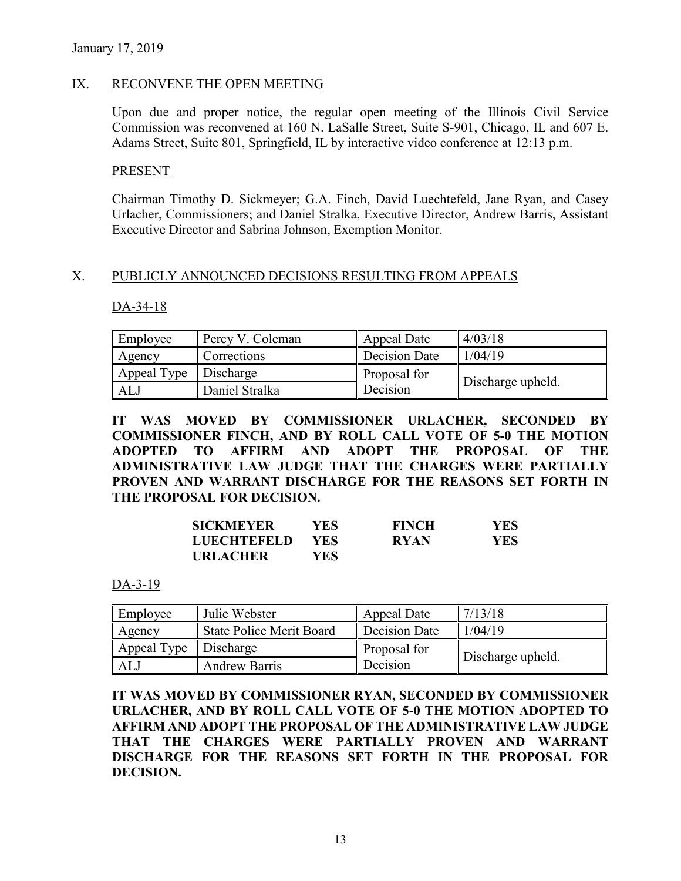January 17, 2019

## IX. RECONVENE THE OPEN MEETING

Upon due and proper notice, the regular open meeting of the Illinois Civil Service Commission was reconvened at 160 N. LaSalle Street, Suite S-901, Chicago, IL and 607 E. Adams Street, Suite 801, Springfield, IL by interactive video conference at 12:13 p.m.

### PRESENT

Chairman Timothy D. Sickmeyer; G.A. Finch, David Luechtefeld, Jane Ryan, and Casey Urlacher, Commissioners; and Daniel Stralka, Executive Director, Andrew Barris, Assistant Executive Director and Sabrina Johnson, Exemption Monitor.

## X. PUBLICLY ANNOUNCED DECISIONS RESULTING FROM APPEALS

### DA-34-18

| Employee | Percy V. Coleman | Appeal Date | 4/03/18 |
|---|---|---|---|
| Agency | Corrections | Decision Date | 1/04/19 |
| Appeal Type | Discharge | Proposal for Decision | Discharge upheld. |
| ALJ | Daniel Stralka | | |

**IT WAS MOVED BY COMMISSIONER URLACHER, SECONDED BY COMMISSIONER FINCH, AND BY ROLL CALL VOTE OF 5-0 THE MOTION ADOPTED TO AFFIRM AND ADOPT THE PROPOSAL OF THE ADMINISTRATIVE LAW JUDGE THAT THE CHARGES WERE PARTIALLY PROVEN AND WARRANT DISCHARGE FOR THE REASONS SET FORTH IN THE PROPOSAL FOR DECISION.**

| | | | |
|---|---|---|---|
| **SICKMEYER** | **YES** | **FINCH** | **YES** |
| **LUECHTEFELD** | **YES** | **RYAN** | **YES** |
| **URLACHER** | **YES** | | |

### DA-3-19

| Employee | Julie Webster | Appeal Date | 7/13/18 |
|---|---|---|---|
| Agency | State Police Merit Board | Decision Date | 1/04/19 |
| Appeal Type | Discharge | Proposal for Decision | Discharge upheld. |
| ALJ | Andrew Barris | | |

**IT WAS MOVED BY COMMISSIONER RYAN, SECONDED BY COMMISSIONER URLACHER, AND BY ROLL CALL VOTE OF 5-0 THE MOTION ADOPTED TO AFFIRM AND ADOPT THE PROPOSAL OF THE ADMINISTRATIVE LAW JUDGE THAT THE CHARGES WERE PARTIALLY PROVEN AND WARRANT DISCHARGE FOR THE REASONS SET FORTH IN THE PROPOSAL FOR DECISION.**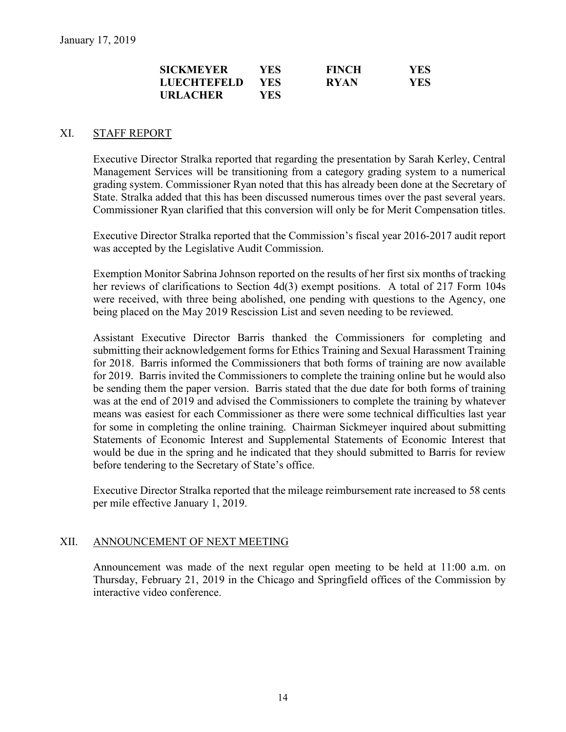| | | | |
|---|---|---|---|
| **SICKMEYER** | **YES** | **FINCH** | **YES** |
| **LUECHTEFELD** | **YES** | **RYAN** | **YES** |
| **URLACHER** | **YES** | | |

## XI. STAFF REPORT

Executive Director Stralka reported that regarding the presentation by Sarah Kerley, Central Management Services will be transitioning from a category grading system to a numerical grading system. Commissioner Ryan noted that this has already been done at the Secretary of State. Stralka added that this has been discussed numerous times over the past several years. Commissioner Ryan clarified that this conversion will only be for Merit Compensation titles.

Executive Director Stralka reported that the Commission's fiscal year 2016-2017 audit report was accepted by the Legislative Audit Commission.

Exemption Monitor Sabrina Johnson reported on the results of her first six months of tracking her reviews of clarifications to Section 4d(3) exempt positions. A total of 217 Form 104s were received, with three being abolished, one pending with questions to the Agency, one being placed on the May 2019 Rescission List and seven needing to be reviewed.

Assistant Executive Director Barris thanked the Commissioners for completing and submitting their acknowledgement forms for Ethics Training and Sexual Harassment Training for 2018. Barris informed the Commissioners that both forms of training are now available for 2019. Barris invited the Commissioners to complete the training online but he would also be sending them the paper version. Barris stated that the due date for both forms of training was at the end of 2019 and advised the Commissioners to complete the training by whatever means was easiest for each Commissioner as there were some technical difficulties last year for some in completing the online training. Chairman Sickmeyer inquired about submitting Statements of Economic Interest and Supplemental Statements of Economic Interest that would be due in the spring and he indicated that they should submitted to Barris for review before tendering to the Secretary of State's office.

Executive Director Stralka reported that the mileage reimbursement rate increased to 58 cents per mile effective January 1, 2019.

## XII. ANNOUNCEMENT OF NEXT MEETING

Announcement was made of the next regular open meeting to be held at 11:00 a.m. on Thursday, February 21, 2019 in the Chicago and Springfield offices of the Commission by interactive video conference.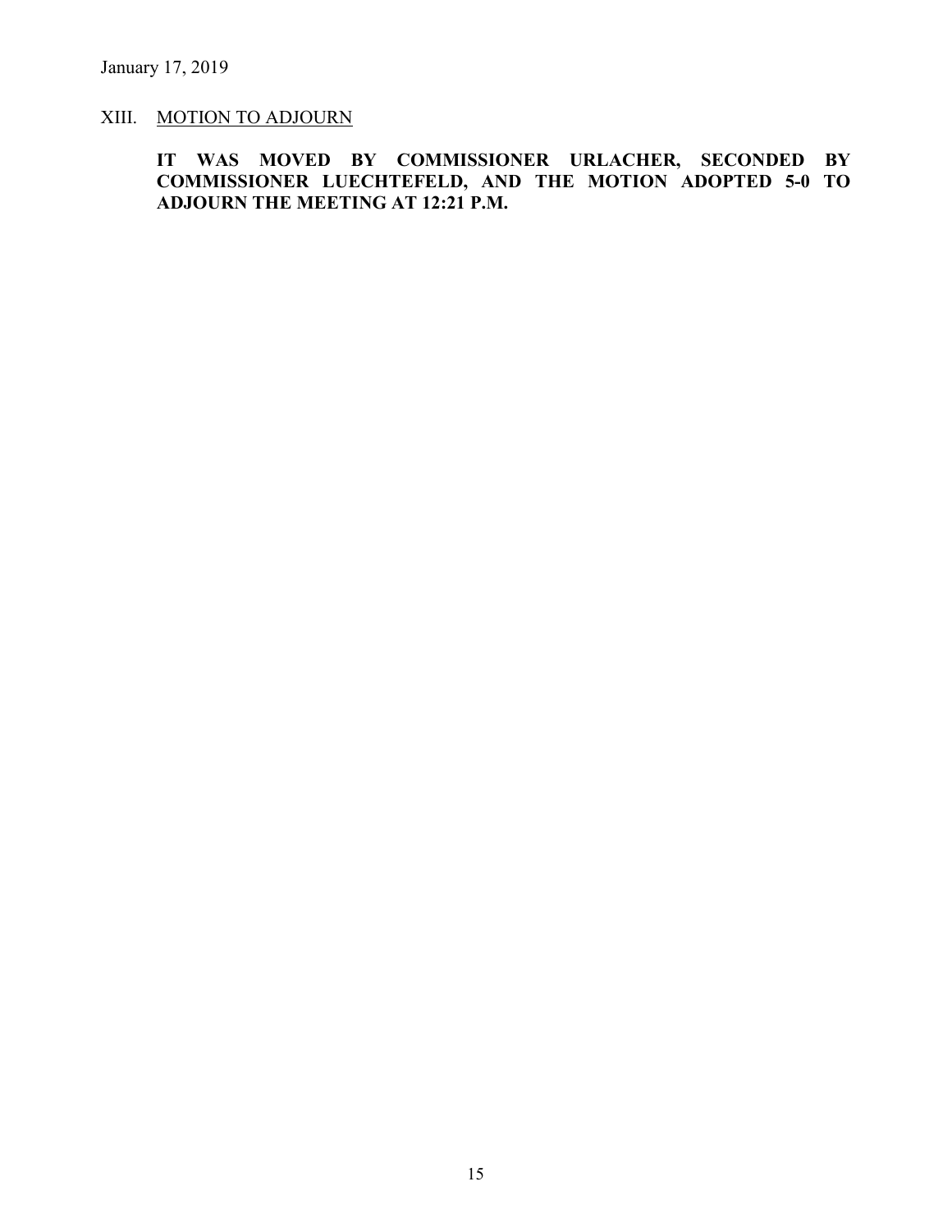January 17, 2019

## XIII. MOTION TO ADJOURN

**IT WAS MOVED BY COMMISSIONER URLACHER, SECONDED BY COMMISSIONER LUECHTEFELD, AND THE MOTION ADOPTED 5-0 TO ADJOURN THE MEETING AT 12:21 P.M.**